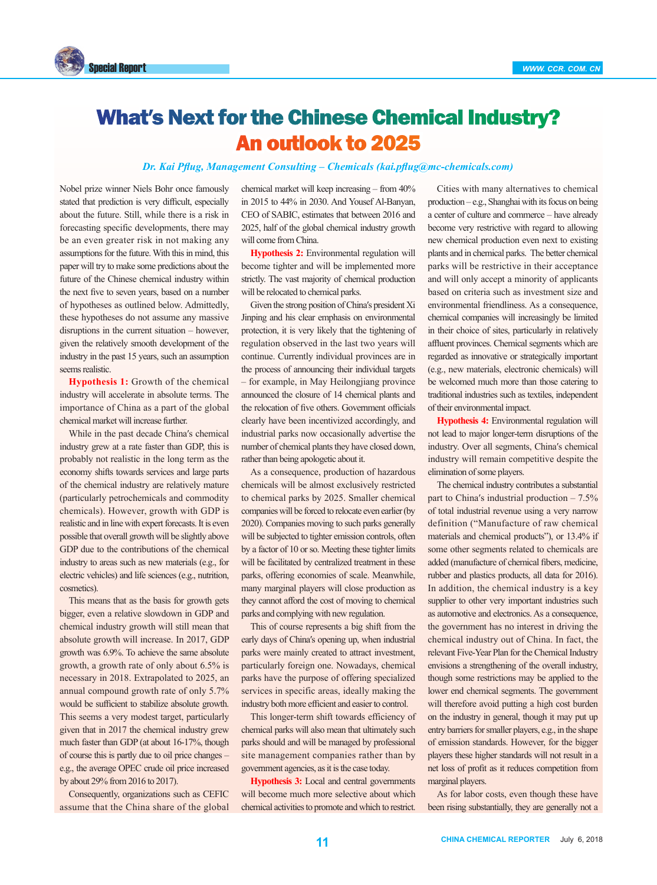# What's Next for the Chinese Chemical Industry?
## An outlook to 2025

*Dr. Kai Pflug, Management Consulting – Chemicals (kai.pflug@mc-chemicals.com)*

Nobel prize winner Niels Bohr once famously stated that prediction is very difficult, especially about the future. Still, while there is a risk in forecasting specific developments, there may be an even greater risk in not making any assumptions for the future. With this in mind, this paper will try to make some predictions about the future of the Chinese chemical industry within the next five to seven years, based on a number of hypotheses as outlined below. Admittedly, these hypotheses do not assume any massive disruptions in the current situation – however, given the relatively smooth development of the industry in the past 15 years, such an assumption seems realistic.

**Hypothesis 1:** Growth of the chemical industry will accelerate in absolute terms. The importance of China as a part of the global chemical market will increase further.

While in the past decade China's chemical industry grew at a rate faster than GDP, this is probably not realistic in the long term as the economy shifts towards services and large parts of the chemical industry are relatively mature (particularly petrochemicals and commodity chemicals). However, growth with GDP is realistic and in line with expert forecasts. It is even possible that overall growth will be slightly above GDP due to the contributions of the chemical industry to areas such as new materials (e.g., for electric vehicles) and life sciences (e.g., nutrition, cosmetics).

This means that as the basis for growth gets bigger, even a relative slowdown in GDP and chemical industry growth will still mean that absolute growth will increase. In 2017, GDP growth was 6.9%. To achieve the same absolute growth, a growth rate of only about 6.5% is necessary in 2018. Extrapolated to 2025, an annual compound growth rate of only 5.7% would be sufficient to stabilize absolute growth. This seems a very modest target, particularly given that in 2017 the chemical industry grew much faster than GDP (at about 16-17%, though of course this is partly due to oil price changes – e.g., the average OPEC crude oil price increased by about 29% from 2016 to 2017).

Consequently, organizations such as CEFIC assume that the China share of the global chemical market will keep increasing – from 40% in 2015 to 44% in 2030. And Yousef Al-Banyan, CEO of SABIC, estimates that between 2016 and 2025, half of the global chemical industry growth will come from China.

**Hypothesis 2:** Environmental regulation will become tighter and will be implemented more strictly. The vast majority of chemical production will be relocated to chemical parks.

Given the strong position of China's president Xi Jinping and his clear emphasis on environmental protection, it is very likely that the tightening of regulation observed in the last two years will continue. Currently individual provinces are in the process of announcing their individual targets – for example, in May Heilongjiang province announced the closure of 14 chemical plants and the relocation of five others. Government officials clearly have been incentivized accordingly, and industrial parks now occasionally advertise the number of chemical plants they have closed down, rather than being apologetic about it.

As a consequence, production of hazardous chemicals will be almost exclusively restricted to chemical parks by 2025. Smaller chemical companies will be forced to relocate even earlier (by 2020). Companies moving to such parks generally will be subjected to tighter emission controls, often by a factor of 10 or so. Meeting these tighter limits will be facilitated by centralized treatment in these parks, offering economies of scale. Meanwhile, many marginal players will close production as they cannot afford the cost of moving to chemical parks and complying with new regulation.

This of course represents a big shift from the early days of China's opening up, when industrial parks were mainly created to attract investment, particularly foreign one. Nowadays, chemical parks have the purpose of offering specialized services in specific areas, ideally making the industry both more efficient and easier to control.

This longer-term shift towards efficiency of chemical parks will also mean that ultimately such parks should and will be managed by professional site management companies rather than by government agencies, as it is the case today.

**Hypothesis 3:** Local and central governments will become much more selective about which chemical activities to promote and which to restrict.

Cities with many alternatives to chemical production – e.g., Shanghai with its focus on being a center of culture and commerce – have already become very restrictive with regard to allowing new chemical production even next to existing plants and in chemical parks. The better chemical parks will be restrictive in their acceptance and will only accept a minority of applicants based on criteria such as investment size and environmental friendliness. As a consequence, chemical companies will increasingly be limited in their choice of sites, particularly in relatively affluent provinces. Chemical segments which are regarded as innovative or strategically important (e.g., new materials, electronic chemicals) will be welcomed much more than those catering to traditional industries such as textiles, independent of their environmental impact.

**Hypothesis 4:** Environmental regulation will not lead to major longer-term disruptions of the industry. Over all segments, China's chemical industry will remain competitive despite the elimination of some players.

The chemical industry contributes a substantial part to China's industrial production – 7.5% of total industrial revenue using a very narrow definition ("Manufacture of raw chemical materials and chemical products"), or 13.4% if some other segments related to chemicals are added (manufacture of chemical fibers, medicine, rubber and plastics products, all data for 2016). In addition, the chemical industry is a key supplier to other very important industries such as automotive and electronics. As a consequence, the government has no interest in driving the chemical industry out of China. In fact, the relevant Five-Year Plan for the Chemical Industry envisions a strengthening of the overall industry, though some restrictions may be applied to the lower end chemical segments. The government will therefore avoid putting a high cost burden on the industry in general, though it may put up entry barriers for smaller players, e.g., in the shape of emission standards. However, for the bigger players these higher standards will not result in a net loss of profit as it reduces competition from marginal players.

As for labor costs, even though these have been rising substantially, they are generally not a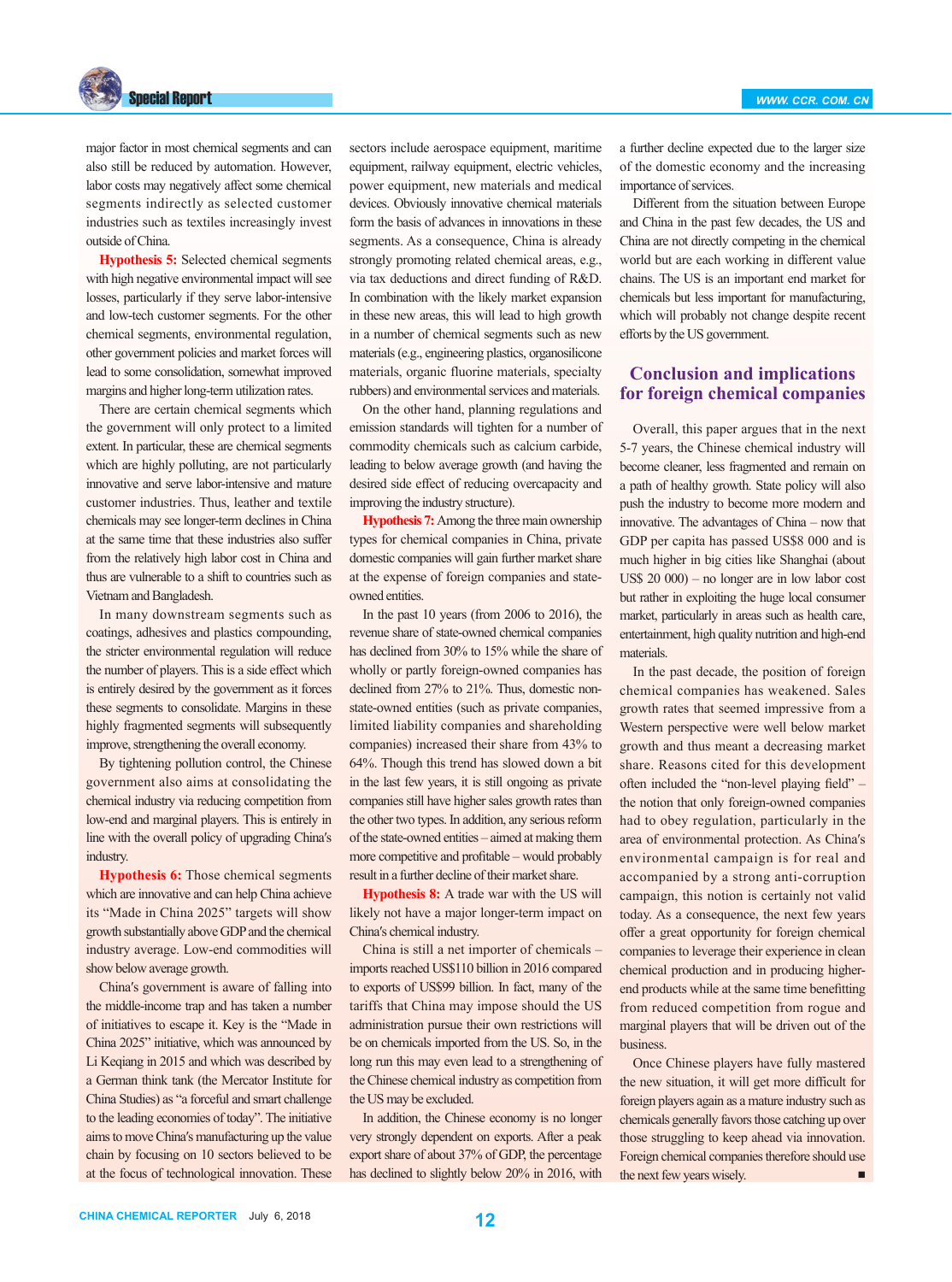major factor in most chemical segments and can also still be reduced by automation. However, labor costs may negatively affect some chemical segments indirectly as selected customer industries such as textiles increasingly invest outside of China.

**Hypothesis 5:** Selected chemical segments with high negative environmental impact will see losses, particularly if they serve labor-intensive and low-tech customer segments. For the other chemical segments, environmental regulation, other government policies and market forces will lead to some consolidation, somewhat improved margins and higher long-term utilization rates.

There are certain chemical segments which the government will only protect to a limited extent. In particular, these are chemical segments which are highly polluting, are not particularly innovative and serve labor-intensive and mature customer industries. Thus, leather and textile chemicals may see longer-term declines in China at the same time that these industries also suffer from the relatively high labor cost in China and thus are vulnerable to a shift to countries such as Vietnam and Bangladesh.

In many downstream segments such as coatings, adhesives and plastics compounding, the stricter environmental regulation will reduce the number of players. This is a side effect which is entirely desired by the government as it forces these segments to consolidate. Margins in these highly fragmented segments will subsequently improve, strengthening the overall economy.

By tightening pollution control, the Chinese government also aims at consolidating the chemical industry via reducing competition from low-end and marginal players. This is entirely in line with the overall policy of upgrading China's industry.

**Hypothesis 6:** Those chemical segments which are innovative and can help China achieve its "Made in China 2025" targets will show growth substantially above GDP and the chemical industry average. Low-end commodities will show below average growth.

China's government is aware of falling into the middle-income trap and has taken a number of initiatives to escape it. Key is the "Made in China 2025" initiative, which was announced by Li Keqiang in 2015 and which was described by a German think tank (the Mercator Institute for China Studies) as "a forceful and smart challenge to the leading economies of today". The initiative aims to move China's manufacturing up the value chain by focusing on 10 sectors believed to be at the focus of technological innovation. These sectors include aerospace equipment, maritime equipment, railway equipment, electric vehicles, power equipment, new materials and medical devices. Obviously innovative chemical materials form the basis of advances in innovations in these segments. As a consequence, China is already strongly promoting related chemical areas, e.g., via tax deductions and direct funding of R&D. In combination with the likely market expansion in these new areas, this will lead to high growth in a number of chemical segments such as new materials (e.g., engineering plastics, organosilicone materials, organic fluorine materials, specialty rubbers) and environmental services and materials.

On the other hand, planning regulations and emission standards will tighten for a number of commodity chemicals such as calcium carbide, leading to below average growth (and having the desired side effect of reducing overcapacity and improving the industry structure).

**Hypothesis 7:** Among the three main ownership types for chemical companies in China, private domestic companies will gain further market share at the expense of foreign companies and state-owned entities.

In the past 10 years (from 2006 to 2016), the revenue share of state-owned chemical companies has declined from 30% to 15% while the share of wholly or partly foreign-owned companies has declined from 27% to 21%. Thus, domestic non-state-owned entities (such as private companies, limited liability companies and shareholding companies) increased their share from 43% to 64%. Though this trend has slowed down a bit in the last few years, it is still ongoing as private companies still have higher sales growth rates than the other two types. In addition, any serious reform of the state-owned entities – aimed at making them more competitive and profitable – would probably result in a further decline of their market share.

**Hypothesis 8:** A trade war with the US will likely not have a major longer-term impact on China's chemical industry.

China is still a net importer of chemicals – imports reached US$110 billion in 2016 compared to exports of US$99 billion. In fact, many of the tariffs that China may impose should the US administration pursue their own restrictions will be on chemicals imported from the US. So, in the long run this may even lead to a strengthening of the Chinese chemical industry as competition from the US may be excluded.

In addition, the Chinese economy is no longer very strongly dependent on exports. After a peak export share of about 37% of GDP, the percentage has declined to slightly below 20% in 2016, with a further decline expected due to the larger size of the domestic economy and the increasing importance of services.

Different from the situation between Europe and China in the past few decades, the US and China are not directly competing in the chemical world but are each working in different value chains. The US is an important end market for chemicals but less important for manufacturing, which will probably not change despite recent efforts by the US government.

## Conclusion and implications for foreign chemical companies

Overall, this paper argues that in the next 5-7 years, the Chinese chemical industry will become cleaner, less fragmented and remain on a path of healthy growth. State policy will also push the industry to become more modern and innovative. The advantages of China – now that GDP per capita has passed US$8 000 and is much higher in big cities like Shanghai (about US$ 20 000) – no longer are in low labor cost but rather in exploiting the huge local consumer market, particularly in areas such as health care, entertainment, high quality nutrition and high-end materials.

In the past decade, the position of foreign chemical companies has weakened. Sales growth rates that seemed impressive from a Western perspective were well below market growth and thus meant a decreasing market share. Reasons cited for this development often included the "non-level playing field" – the notion that only foreign-owned companies had to obey regulation, particularly in the area of environmental protection. As China's environmental campaign is for real and accompanied by a strong anti-corruption campaign, this notion is certainly not valid today. As a consequence, the next few years offer a great opportunity for foreign chemical companies to leverage their experience in clean chemical production and in producing higher-end products while at the same time benefitting from reduced competition from rogue and marginal players that will be driven out of the business.

Once Chinese players have fully mastered the new situation, it will get more difficult for foreign players again as a mature industry such as chemicals generally favors those catching up over those struggling to keep ahead via innovation. Foreign chemical companies therefore should use the next few years wisely. ■